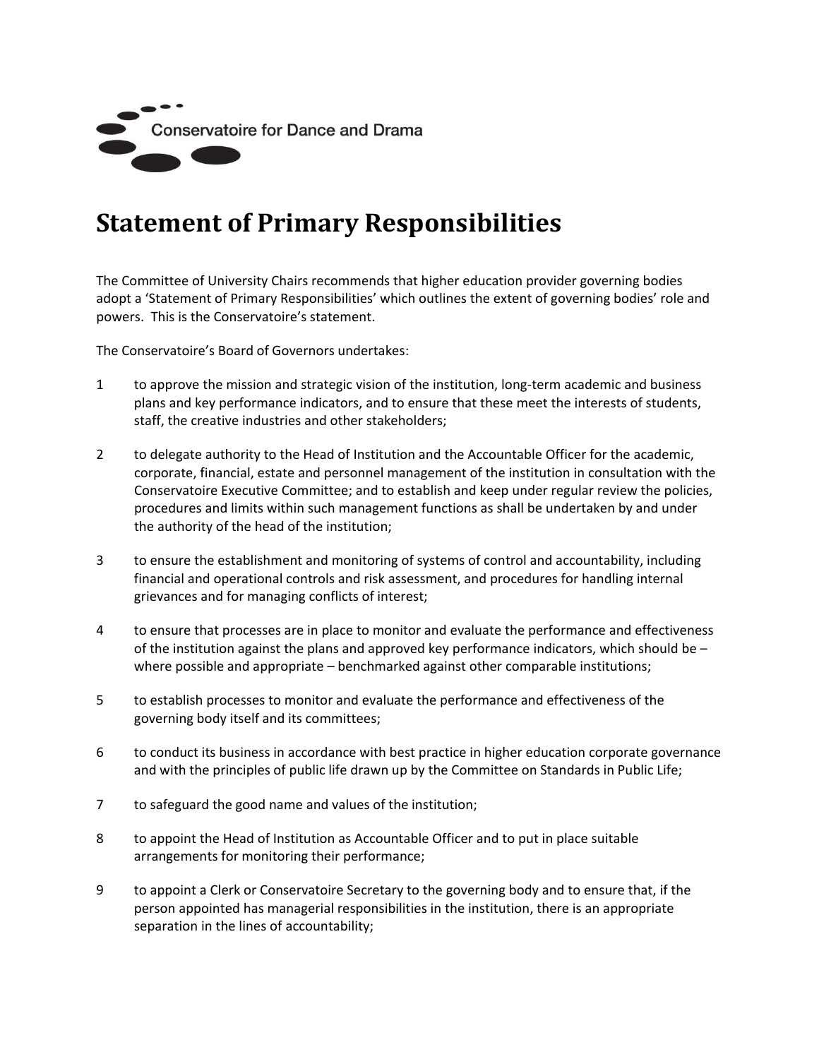Conservatoire for Dance and Drama

# Statement of Primary Responsibilities

The Committee of University Chairs recommends that higher education provider governing bodies adopt a 'Statement of Primary Responsibilities' which outlines the extent of governing bodies' role and powers. This is the Conservatoire's statement.

The Conservatoire's Board of Governors undertakes:

1. to approve the mission and strategic vision of the institution, long-term academic and business plans and key performance indicators, and to ensure that these meet the interests of students, staff, the creative industries and other stakeholders;

2. to delegate authority to the Head of Institution and the Accountable Officer for the academic, corporate, financial, estate and personnel management of the institution in consultation with the Conservatoire Executive Committee; and to establish and keep under regular review the policies, procedures and limits within such management functions as shall be undertaken by and under the authority of the head of the institution;

3. to ensure the establishment and monitoring of systems of control and accountability, including financial and operational controls and risk assessment, and procedures for handling internal grievances and for managing conflicts of interest;

4. to ensure that processes are in place to monitor and evaluate the performance and effectiveness of the institution against the plans and approved key performance indicators, which should be – where possible and appropriate – benchmarked against other comparable institutions;

5. to establish processes to monitor and evaluate the performance and effectiveness of the governing body itself and its committees;

6. to conduct its business in accordance with best practice in higher education corporate governance and with the principles of public life drawn up by the Committee on Standards in Public Life;

7. to safeguard the good name and values of the institution;

8. to appoint the Head of Institution as Accountable Officer and to put in place suitable arrangements for monitoring their performance;

9. to appoint a Clerk or Conservatoire Secretary to the governing body and to ensure that, if the person appointed has managerial responsibilities in the institution, there is an appropriate separation in the lines of accountability;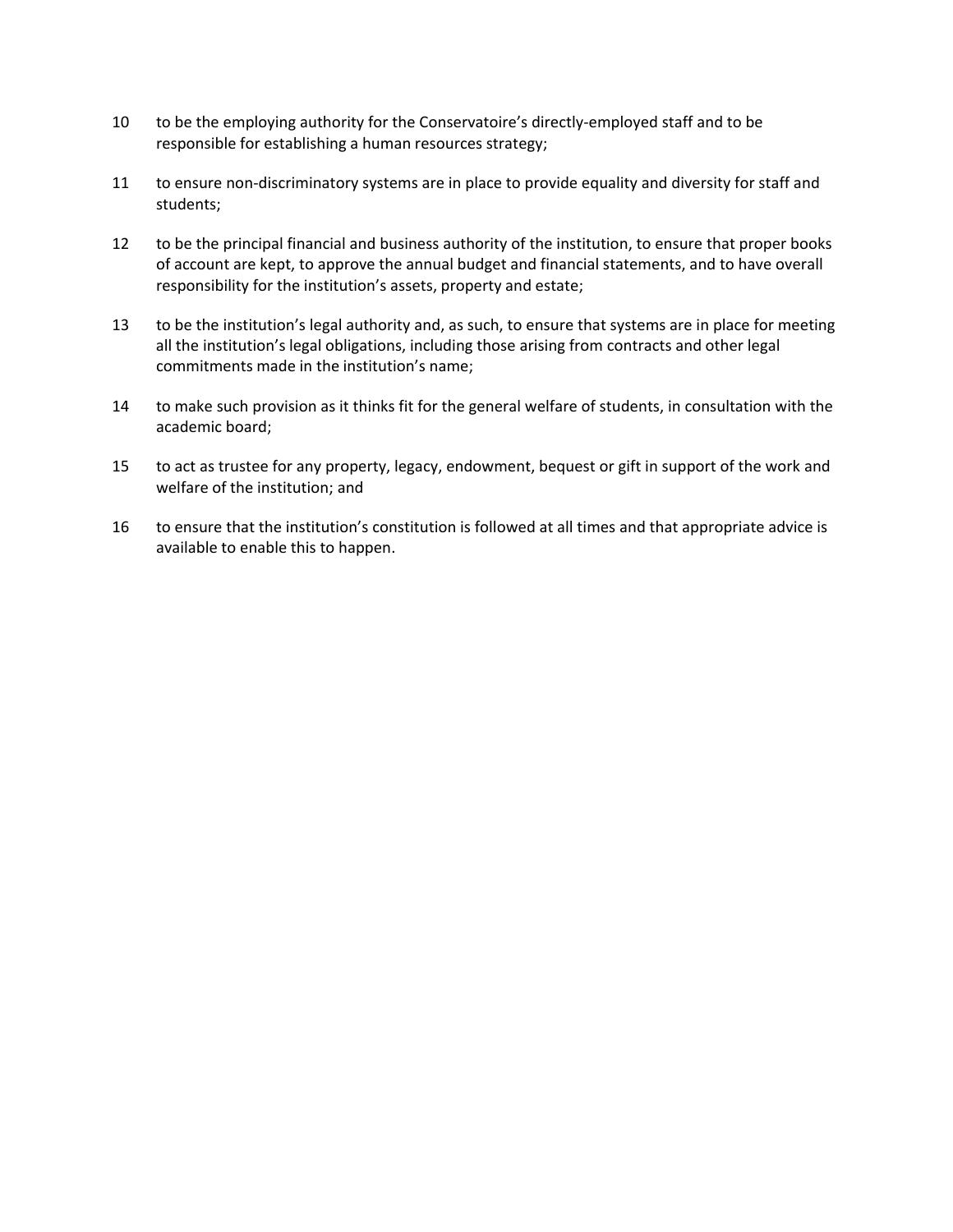10 to be the employing authority for the Conservatoire's directly-employed staff and to be responsible for establishing a human resources strategy;

11 to ensure non-discriminatory systems are in place to provide equality and diversity for staff and students;

12 to be the principal financial and business authority of the institution, to ensure that proper books of account are kept, to approve the annual budget and financial statements, and to have overall responsibility for the institution's assets, property and estate;

13 to be the institution's legal authority and, as such, to ensure that systems are in place for meeting all the institution's legal obligations, including those arising from contracts and other legal commitments made in the institution's name;

14 to make such provision as it thinks fit for the general welfare of students, in consultation with the academic board;

15 to act as trustee for any property, legacy, endowment, bequest or gift in support of the work and welfare of the institution; and

16 to ensure that the institution's constitution is followed at all times and that appropriate advice is available to enable this to happen.